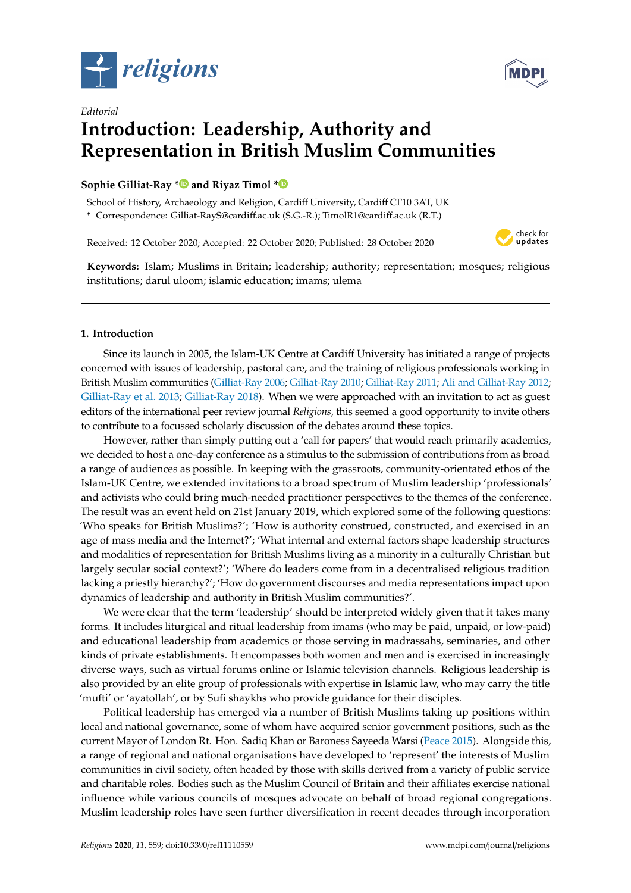*Editorial*

# Introduction: Leadership, Authority and Representation in British Muslim Communities

**Sophie Gilliat-Ray \* and Riyaz Timol \***

School of History, Archaeology and Religion, Cardiff University, Cardiff CF10 3AT, UK
\* Correspondence: Gilliat-RayS@cardiff.ac.uk (S.G.-R.); TimolR1@cardiff.ac.uk (R.T.)

Received: 12 October 2020; Accepted: 22 October 2020; Published: 28 October 2020

**Keywords:** Islam; Muslims in Britain; leadership; authority; representation; mosques; religious institutions; darul uloom; islamic education; imams; ulema

---

## 1. Introduction

Since its launch in 2005, the Islam-UK Centre at Cardiff University has initiated a range of projects concerned with issues of leadership, pastoral care, and the training of religious professionals working in British Muslim communities (Gilliat-Ray 2006; Gilliat-Ray 2010; Gilliat-Ray 2011; Ali and Gilliat-Ray 2012; Gilliat-Ray et al. 2013; Gilliat-Ray 2018). When we were approached with an invitation to act as guest editors of the international peer review journal *Religions*, this seemed a good opportunity to invite others to contribute to a focussed scholarly discussion of the debates around these topics.

However, rather than simply putting out a 'call for papers' that would reach primarily academics, we decided to host a one-day conference as a stimulus to the submission of contributions from as broad a range of audiences as possible. In keeping with the grassroots, community-orientated ethos of the Islam-UK Centre, we extended invitations to a broad spectrum of Muslim leadership 'professionals' and activists who could bring much-needed practitioner perspectives to the themes of the conference. The result was an event held on 21st January 2019, which explored some of the following questions: 'Who speaks for British Muslims?'; 'How is authority construed, constructed, and exercised in an age of mass media and the Internet?'; 'What internal and external factors shape leadership structures and modalities of representation for British Muslims living as a minority in a culturally Christian but largely secular social context?'; 'Where do leaders come from in a decentralised religious tradition lacking a priestly hierarchy?'; 'How do government discourses and media representations impact upon dynamics of leadership and authority in British Muslim communities?'.

We were clear that the term 'leadership' should be interpreted widely given that it takes many forms. It includes liturgical and ritual leadership from imams (who may be paid, unpaid, or low-paid) and educational leadership from academics or those serving in madrassahs, seminaries, and other kinds of private establishments. It encompasses both women and men and is exercised in increasingly diverse ways, such as virtual forums online or Islamic television channels. Religious leadership is also provided by an elite group of professionals with expertise in Islamic law, who may carry the title 'mufti' or 'ayatollah', or by Sufi shaykhs who provide guidance for their disciples.

Political leadership has emerged via a number of British Muslims taking up positions within local and national governance, some of whom have acquired senior government positions, such as the current Mayor of London Rt. Hon. Sadiq Khan or Baroness Sayeeda Warsi (Peace 2015). Alongside this, a range of regional and national organisations have developed to 'represent' the interests of Muslim communities in civil society, often headed by those with skills derived from a variety of public service and charitable roles. Bodies such as the Muslim Council of Britain and their affiliates exercise national influence while various councils of mosques advocate on behalf of broad regional congregations. Muslim leadership roles have seen further diversification in recent decades through incorporation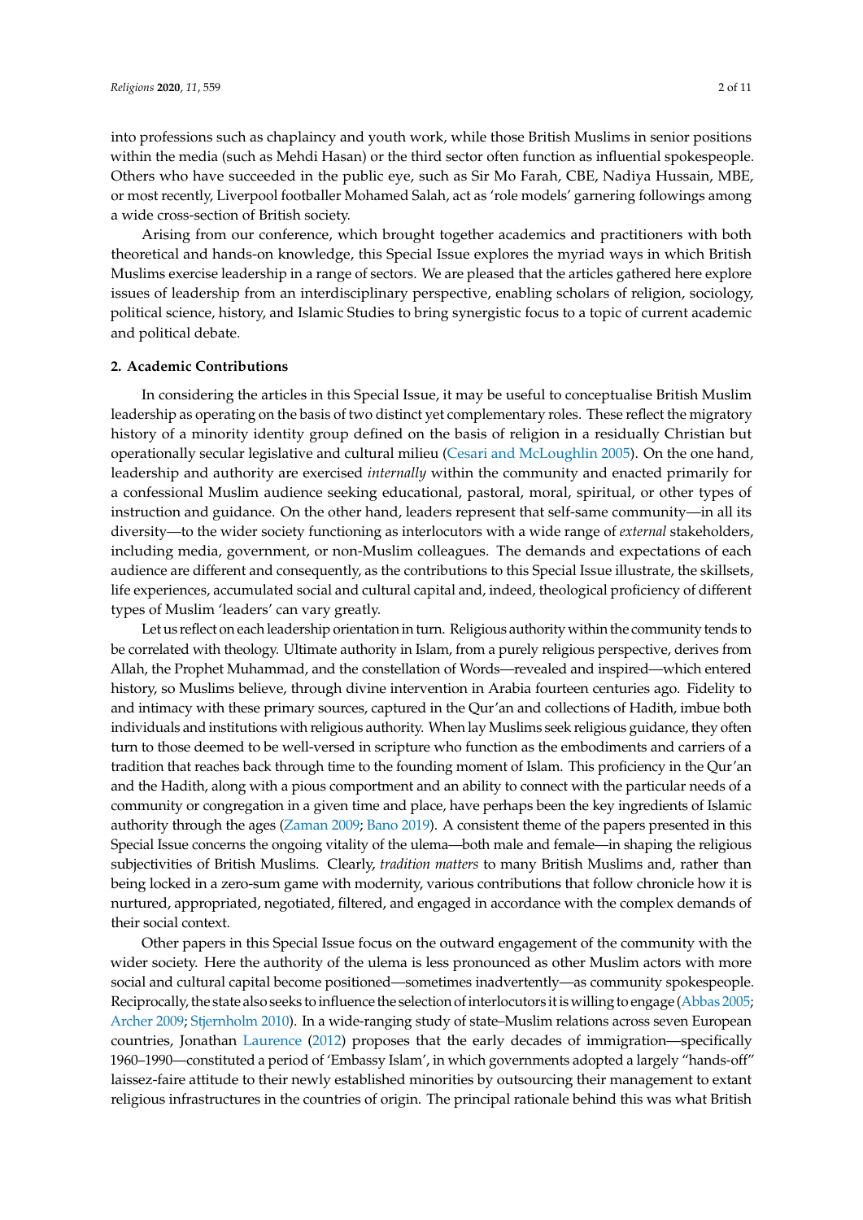into professions such as chaplaincy and youth work, while those British Muslims in senior positions within the media (such as Mehdi Hasan) or the third sector often function as influential spokespeople. Others who have succeeded in the public eye, such as Sir Mo Farah, CBE, Nadiya Hussain, MBE, or most recently, Liverpool footballer Mohamed Salah, act as 'role models' garnering followings among a wide cross-section of British society.

Arising from our conference, which brought together academics and practitioners with both theoretical and hands-on knowledge, this Special Issue explores the myriad ways in which British Muslims exercise leadership in a range of sectors. We are pleased that the articles gathered here explore issues of leadership from an interdisciplinary perspective, enabling scholars of religion, sociology, political science, history, and Islamic Studies to bring synergistic focus to a topic of current academic and political debate.

## 2. Academic Contributions

In considering the articles in this Special Issue, it may be useful to conceptualise British Muslim leadership as operating on the basis of two distinct yet complementary roles. These reflect the migratory history of a minority identity group defined on the basis of religion in a residually Christian but operationally secular legislative and cultural milieu (Cesari and McLoughlin 2005). On the one hand, leadership and authority are exercised *internally* within the community and enacted primarily for a confessional Muslim audience seeking educational, pastoral, moral, spiritual, or other types of instruction and guidance. On the other hand, leaders represent that self-same community—in all its diversity—to the wider society functioning as interlocutors with a wide range of *external* stakeholders, including media, government, or non-Muslim colleagues. The demands and expectations of each audience are different and consequently, as the contributions to this Special Issue illustrate, the skillsets, life experiences, accumulated social and cultural capital and, indeed, theological proficiency of different types of Muslim 'leaders' can vary greatly.

Let us reflect on each leadership orientation in turn. Religious authority within the community tends to be correlated with theology. Ultimate authority in Islam, from a purely religious perspective, derives from Allah, the Prophet Muhammad, and the constellation of Words—revealed and inspired—which entered history, so Muslims believe, through divine intervention in Arabia fourteen centuries ago. Fidelity to and intimacy with these primary sources, captured in the Qur'an and collections of Hadith, imbue both individuals and institutions with religious authority. When lay Muslims seek religious guidance, they often turn to those deemed to be well-versed in scripture who function as the embodiments and carriers of a tradition that reaches back through time to the founding moment of Islam. This proficiency in the Qur'an and the Hadith, along with a pious comportment and an ability to connect with the particular needs of a community or congregation in a given time and place, have perhaps been the key ingredients of Islamic authority through the ages (Zaman 2009; Bano 2019). A consistent theme of the papers presented in this Special Issue concerns the ongoing vitality of the ulema—both male and female—in shaping the religious subjectivities of British Muslims. Clearly, *tradition matters* to many British Muslims and, rather than being locked in a zero-sum game with modernity, various contributions that follow chronicle how it is nurtured, appropriated, negotiated, filtered, and engaged in accordance with the complex demands of their social context.

Other papers in this Special Issue focus on the outward engagement of the community with the wider society. Here the authority of the ulema is less pronounced as other Muslim actors with more social and cultural capital become positioned—sometimes inadvertently—as community spokespeople. Reciprocally, the state also seeks to influence the selection of interlocutors it is willing to engage (Abbas 2005; Archer 2009; Stjernholm 2010). In a wide-ranging study of state–Muslim relations across seven European countries, Jonathan Laurence (2012) proposes that the early decades of immigration—specifically 1960–1990—constituted a period of 'Embassy Islam', in which governments adopted a largely "hands-off" laissez-faire attitude to their newly established minorities by outsourcing their management to extant religious infrastructures in the countries of origin. The principal rationale behind this was what British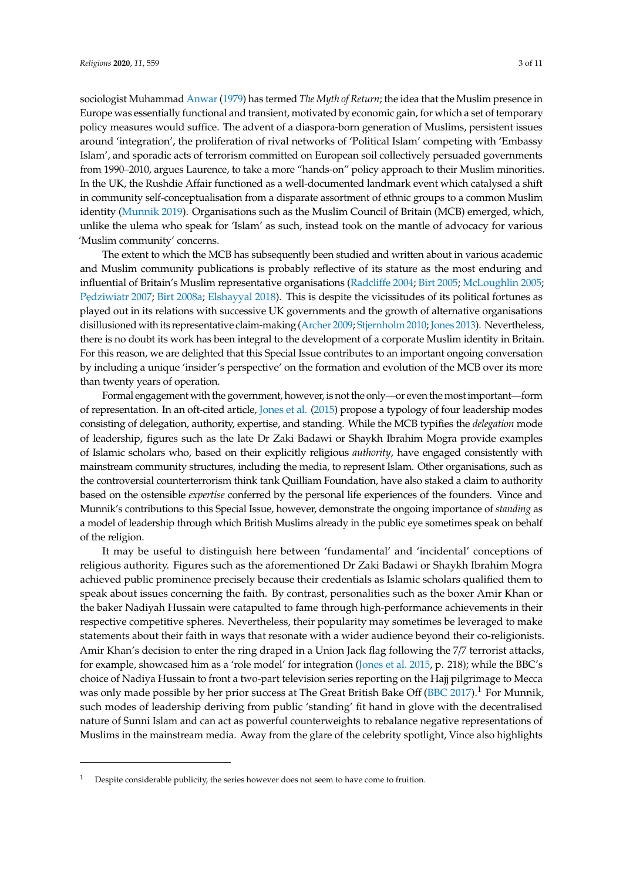sociologist Muhammad Anwar (1979) has termed *The Myth of Return*; the idea that the Muslim presence in Europe was essentially functional and transient, motivated by economic gain, for which a set of temporary policy measures would suffice. The advent of a diaspora-born generation of Muslims, persistent issues around 'integration', the proliferation of rival networks of 'Political Islam' competing with 'Embassy Islam', and sporadic acts of terrorism committed on European soil collectively persuaded governments from 1990–2010, argues Laurence, to take a more "hands-on" policy approach to their Muslim minorities. In the UK, the Rushdie Affair functioned as a well-documented landmark event which catalysed a shift in community self-conceptualisation from a disparate assortment of ethnic groups to a common Muslim identity (Munnik 2019). Organisations such as the Muslim Council of Britain (MCB) emerged, which, unlike the ulema who speak for 'Islam' as such, instead took on the mantle of advocacy for various 'Muslim community' concerns.

The extent to which the MCB has subsequently been studied and written about in various academic and Muslim community publications is probably reflective of its stature as the most enduring and influential of Britain's Muslim representative organisations (Radcliffe 2004; Birt 2005; McLoughlin 2005; Pędziwiatr 2007; Birt 2008a; Elshayyal 2018). This is despite the vicissitudes of its political fortunes as played out in its relations with successive UK governments and the growth of alternative organisations disillusioned with its representative claim-making (Archer 2009; Stjernholm 2010; Jones 2013). Nevertheless, there is no doubt its work has been integral to the development of a corporate Muslim identity in Britain. For this reason, we are delighted that this Special Issue contributes to an important ongoing conversation by including a unique 'insider's perspective' on the formation and evolution of the MCB over its more than twenty years of operation.

Formal engagement with the government, however, is not the only—or even the most important—form of representation. In an oft-cited article, Jones et al. (2015) propose a typology of four leadership modes consisting of delegation, authority, expertise, and standing. While the MCB typifies the *delegation* mode of leadership, figures such as the late Dr Zaki Badawi or Shaykh Ibrahim Mogra provide examples of Islamic scholars who, based on their explicitly religious *authority*, have engaged consistently with mainstream community structures, including the media, to represent Islam. Other organisations, such as the controversial counterterrorism think tank Quilliam Foundation, have also staked a claim to authority based on the ostensible *expertise* conferred by the personal life experiences of the founders. Vince and Munnik's contributions to this Special Issue, however, demonstrate the ongoing importance of *standing* as a model of leadership through which British Muslims already in the public eye sometimes speak on behalf of the religion.

It may be useful to distinguish here between 'fundamental' and 'incidental' conceptions of religious authority. Figures such as the aforementioned Dr Zaki Badawi or Shaykh Ibrahim Mogra achieved public prominence precisely because their credentials as Islamic scholars qualified them to speak about issues concerning the faith. By contrast, personalities such as the boxer Amir Khan or the baker Nadiyah Hussain were catapulted to fame through high-performance achievements in their respective competitive spheres. Nevertheless, their popularity may sometimes be leveraged to make statements about their faith in ways that resonate with a wider audience beyond their co-religionists. Amir Khan's decision to enter the ring draped in a Union Jack flag following the 7/7 terrorist attacks, for example, showcased him as a 'role model' for integration (Jones et al. 2015, p. 218); while the BBC's choice of Nadiya Hussain to front a two-part television series reporting on the Hajj pilgrimage to Mecca was only made possible by her prior success at The Great British Bake Off (BBC 2017).[1] For Munnik, such modes of leadership deriving from public 'standing' fit hand in glove with the decentralised nature of Sunni Islam and can act as powerful counterweights to rebalance negative representations of Muslims in the mainstream media. Away from the glare of the celebrity spotlight, Vince also highlights

[1] Despite considerable publicity, the series however does not seem to have come to fruition.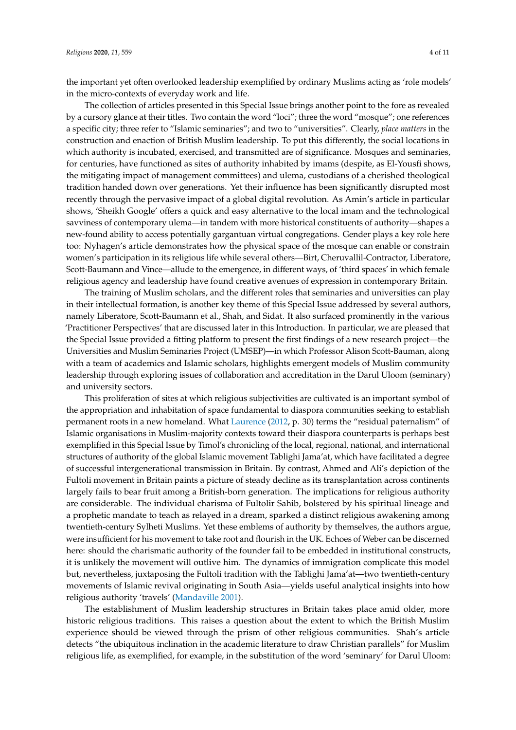the important yet often overlooked leadership exemplified by ordinary Muslims acting as 'role models' in the micro-contexts of everyday work and life.

The collection of articles presented in this Special Issue brings another point to the fore as revealed by a cursory glance at their titles. Two contain the word "loci"; three the word "mosque"; one references a specific city; three refer to "Islamic seminaries"; and two to "universities". Clearly, *place matters* in the construction and enaction of British Muslim leadership. To put this differently, the social locations in which authority is incubated, exercised, and transmitted are of significance. Mosques and seminaries, for centuries, have functioned as sites of authority inhabited by imams (despite, as El-Yousfi shows, the mitigating impact of management committees) and ulema, custodians of a cherished theological tradition handed down over generations. Yet their influence has been significantly disrupted most recently through the pervasive impact of a global digital revolution. As Amin's article in particular shows, 'Sheikh Google' offers a quick and easy alternative to the local imam and the technological savviness of contemporary ulema—in tandem with more historical constituents of authority—shapes a new-found ability to access potentially gargantuan virtual congregations. Gender plays a key role here too: Nyhagen's article demonstrates how the physical space of the mosque can enable or constrain women's participation in its religious life while several others—Birt, Cheruvallil-Contractor, Liberatore, Scott-Baumann and Vince—allude to the emergence, in different ways, of 'third spaces' in which female religious agency and leadership have found creative avenues of expression in contemporary Britain.

The training of Muslim scholars, and the different roles that seminaries and universities can play in their intellectual formation, is another key theme of this Special Issue addressed by several authors, namely Liberatore, Scott-Baumann et al., Shah, and Sidat. It also surfaced prominently in the various 'Practitioner Perspectives' that are discussed later in this Introduction. In particular, we are pleased that the Special Issue provided a fitting platform to present the first findings of a new research project—the Universities and Muslim Seminaries Project (UMSEP)—in which Professor Alison Scott-Bauman, along with a team of academics and Islamic scholars, highlights emergent models of Muslim community leadership through exploring issues of collaboration and accreditation in the Darul Uloom (seminary) and university sectors.

This proliferation of sites at which religious subjectivities are cultivated is an important symbol of the appropriation and inhabitation of space fundamental to diaspora communities seeking to establish permanent roots in a new homeland. What Laurence (2012, p. 30) terms the "residual paternalism" of Islamic organisations in Muslim-majority contexts toward their diaspora counterparts is perhaps best exemplified in this Special Issue by Timol's chronicling of the local, regional, national, and international structures of authority of the global Islamic movement Tablighi Jama'at, which have facilitated a degree of successful intergenerational transmission in Britain. By contrast, Ahmed and Ali's depiction of the Fultoli movement in Britain paints a picture of steady decline as its transplantation across continents largely fails to bear fruit among a British-born generation. The implications for religious authority are considerable. The individual charisma of Fultolir Sahib, bolstered by his spiritual lineage and a prophetic mandate to teach as relayed in a dream, sparked a distinct religious awakening among twentieth-century Sylheti Muslims. Yet these emblems of authority by themselves, the authors argue, were insufficient for his movement to take root and flourish in the UK. Echoes of Weber can be discerned here: should the charismatic authority of the founder fail to be embedded in institutional constructs, it is unlikely the movement will outlive him. The dynamics of immigration complicate this model but, nevertheless, juxtaposing the Fultoli tradition with the Tablighi Jama'at—two twentieth-century movements of Islamic revival originating in South Asia—yields useful analytical insights into how religious authority 'travels' (Mandaville 2001).

The establishment of Muslim leadership structures in Britain takes place amid older, more historic religious traditions. This raises a question about the extent to which the British Muslim experience should be viewed through the prism of other religious communities. Shah's article detects "the ubiquitous inclination in the academic literature to draw Christian parallels" for Muslim religious life, as exemplified, for example, in the substitution of the word 'seminary' for Darul Uloom: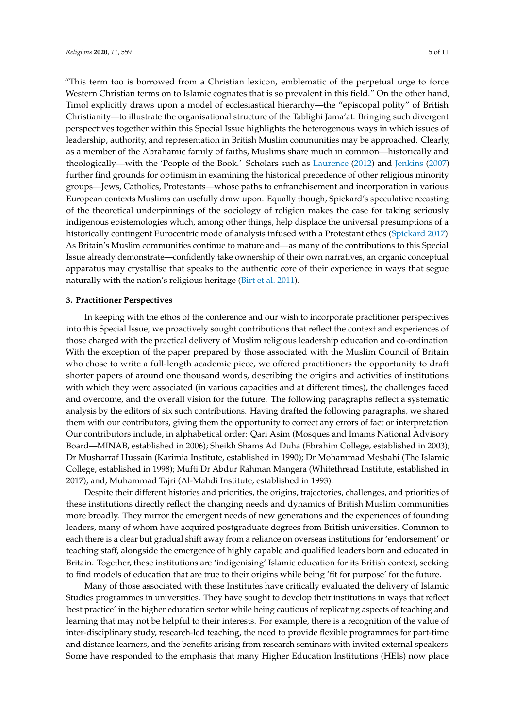"This term too is borrowed from a Christian lexicon, emblematic of the perpetual urge to force Western Christian terms on to Islamic cognates that is so prevalent in this field." On the other hand, Timol explicitly draws upon a model of ecclesiastical hierarchy—the "episcopal polity" of British Christianity—to illustrate the organisational structure of the Tablighi Jama'at. Bringing such divergent perspectives together within this Special Issue highlights the heterogenous ways in which issues of leadership, authority, and representation in British Muslim communities may be approached. Clearly, as a member of the Abrahamic family of faiths, Muslims share much in common—historically and theologically—with the 'People of the Book.' Scholars such as Laurence (2012) and Jenkins (2007) further find grounds for optimism in examining the historical precedence of other religious minority groups—Jews, Catholics, Protestants—whose paths to enfranchisement and incorporation in various European contexts Muslims can usefully draw upon. Equally though, Spickard's speculative recasting of the theoretical underpinnings of the sociology of religion makes the case for taking seriously indigenous epistemologies which, among other things, help displace the universal presumptions of a historically contingent Eurocentric mode of analysis infused with a Protestant ethos (Spickard 2017). As Britain's Muslim communities continue to mature and—as many of the contributions to this Special Issue already demonstrate—confidently take ownership of their own narratives, an organic conceptual apparatus may crystallise that speaks to the authentic core of their experience in ways that segue naturally with the nation's religious heritage (Birt et al. 2011).

## 3. Practitioner Perspectives

In keeping with the ethos of the conference and our wish to incorporate practitioner perspectives into this Special Issue, we proactively sought contributions that reflect the context and experiences of those charged with the practical delivery of Muslim religious leadership education and co-ordination. With the exception of the paper prepared by those associated with the Muslim Council of Britain who chose to write a full-length academic piece, we offered practitioners the opportunity to draft shorter papers of around one thousand words, describing the origins and activities of institutions with which they were associated (in various capacities and at different times), the challenges faced and overcome, and the overall vision for the future. The following paragraphs reflect a systematic analysis by the editors of six such contributions. Having drafted the following paragraphs, we shared them with our contributors, giving them the opportunity to correct any errors of fact or interpretation. Our contributors include, in alphabetical order: Qari Asim (Mosques and Imams National Advisory Board—MINAB, established in 2006); Sheikh Shams Ad Duha (Ebrahim College, established in 2003); Dr Musharraf Hussain (Karimia Institute, established in 1990); Dr Mohammad Mesbahi (The Islamic College, established in 1998); Mufti Dr Abdur Rahman Mangera (Whitethread Institute, established in 2017); and, Muhammad Tajri (Al-Mahdi Institute, established in 1993).

Despite their different histories and priorities, the origins, trajectories, challenges, and priorities of these institutions directly reflect the changing needs and dynamics of British Muslim communities more broadly. They mirror the emergent needs of new generations and the experiences of founding leaders, many of whom have acquired postgraduate degrees from British universities. Common to each there is a clear but gradual shift away from a reliance on overseas institutions for 'endorsement' or teaching staff, alongside the emergence of highly capable and qualified leaders born and educated in Britain. Together, these institutions are 'indigenising' Islamic education for its British context, seeking to find models of education that are true to their origins while being 'fit for purpose' for the future.

Many of those associated with these Institutes have critically evaluated the delivery of Islamic Studies programmes in universities. They have sought to develop their institutions in ways that reflect 'best practice' in the higher education sector while being cautious of replicating aspects of teaching and learning that may not be helpful to their interests. For example, there is a recognition of the value of inter-disciplinary study, research-led teaching, the need to provide flexible programmes for part-time and distance learners, and the benefits arising from research seminars with invited external speakers. Some have responded to the emphasis that many Higher Education Institutions (HEIs) now place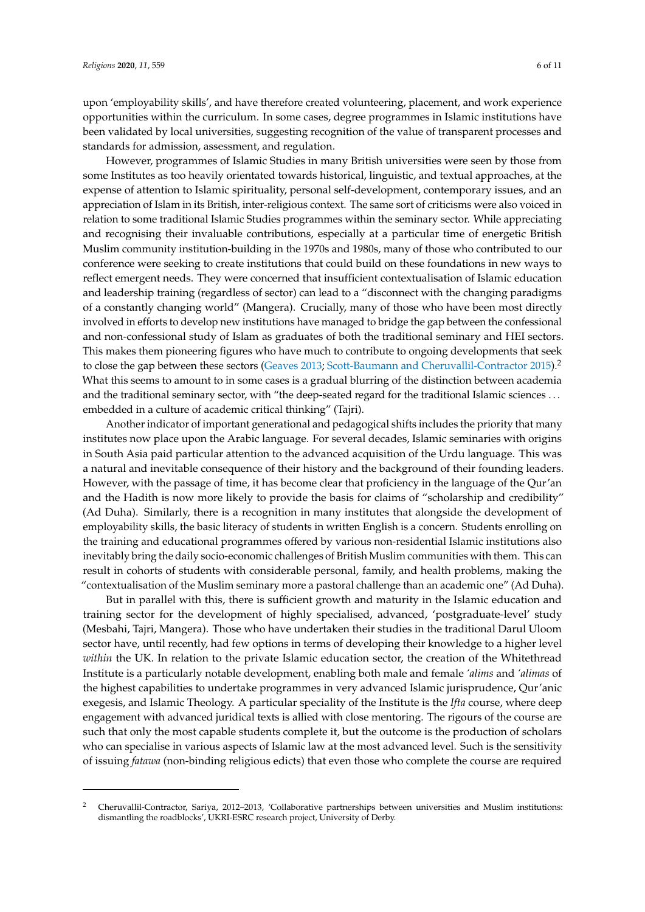upon 'employability skills', and have therefore created volunteering, placement, and work experience opportunities within the curriculum. In some cases, degree programmes in Islamic institutions have been validated by local universities, suggesting recognition of the value of transparent processes and standards for admission, assessment, and regulation.

However, programmes of Islamic Studies in many British universities were seen by those from some Institutes as too heavily orientated towards historical, linguistic, and textual approaches, at the expense of attention to Islamic spirituality, personal self-development, contemporary issues, and an appreciation of Islam in its British, inter-religious context. The same sort of criticisms were also voiced in relation to some traditional Islamic Studies programmes within the seminary sector. While appreciating and recognising their invaluable contributions, especially at a particular time of energetic British Muslim community institution-building in the 1970s and 1980s, many of those who contributed to our conference were seeking to create institutions that could build on these foundations in new ways to reflect emergent needs. They were concerned that insufficient contextualisation of Islamic education and leadership training (regardless of sector) can lead to a "disconnect with the changing paradigms of a constantly changing world" (Mangera). Crucially, many of those who have been most directly involved in efforts to develop new institutions have managed to bridge the gap between the confessional and non-confessional study of Islam as graduates of both the traditional seminary and HEI sectors. This makes them pioneering figures who have much to contribute to ongoing developments that seek to close the gap between these sectors (Geaves 2013; Scott-Baumann and Cheruvallil-Contractor 2015).[2] What this seems to amount to in some cases is a gradual blurring of the distinction between academia and the traditional seminary sector, with "the deep-seated regard for the traditional Islamic sciences ... embedded in a culture of academic critical thinking" (Tajri).

Another indicator of important generational and pedagogical shifts includes the priority that many institutes now place upon the Arabic language. For several decades, Islamic seminaries with origins in South Asia paid particular attention to the advanced acquisition of the Urdu language. This was a natural and inevitable consequence of their history and the background of their founding leaders. However, with the passage of time, it has become clear that proficiency in the language of the Qur'an and the Hadith is now more likely to provide the basis for claims of "scholarship and credibility" (Ad Duha). Similarly, there is a recognition in many institutes that alongside the development of employability skills, the basic literacy of students in written English is a concern. Students enrolling on the training and educational programmes offered by various non-residential Islamic institutions also inevitably bring the daily socio-economic challenges of British Muslim communities with them. This can result in cohorts of students with considerable personal, family, and health problems, making the "contextualisation of the Muslim seminary more a pastoral challenge than an academic one" (Ad Duha).

But in parallel with this, there is sufficient growth and maturity in the Islamic education and training sector for the development of highly specialised, advanced, 'postgraduate-level' study (Mesbahi, Tajri, Mangera). Those who have undertaken their studies in the traditional Darul Uloom sector have, until recently, had few options in terms of developing their knowledge to a higher level *within* the UK. In relation to the private Islamic education sector, the creation of the Whitethread Institute is a particularly notable development, enabling both male and female *'alims* and *'alimas* of the highest capabilities to undertake programmes in very advanced Islamic jurisprudence, Qur'anic exegesis, and Islamic Theology. A particular speciality of the Institute is the *Ifta* course, where deep engagement with advanced juridical texts is allied with close mentoring. The rigours of the course are such that only the most capable students complete it, but the outcome is the production of scholars who can specialise in various aspects of Islamic law at the most advanced level. Such is the sensitivity of issuing *fatawa* (non-binding religious edicts) that even those who complete the course are required

---

[2] Cheruvallil-Contractor, Sariya, 2012–2013, 'Collaborative partnerships between universities and Muslim institutions: dismantling the roadblocks', UKRI-ESRC research project, University of Derby.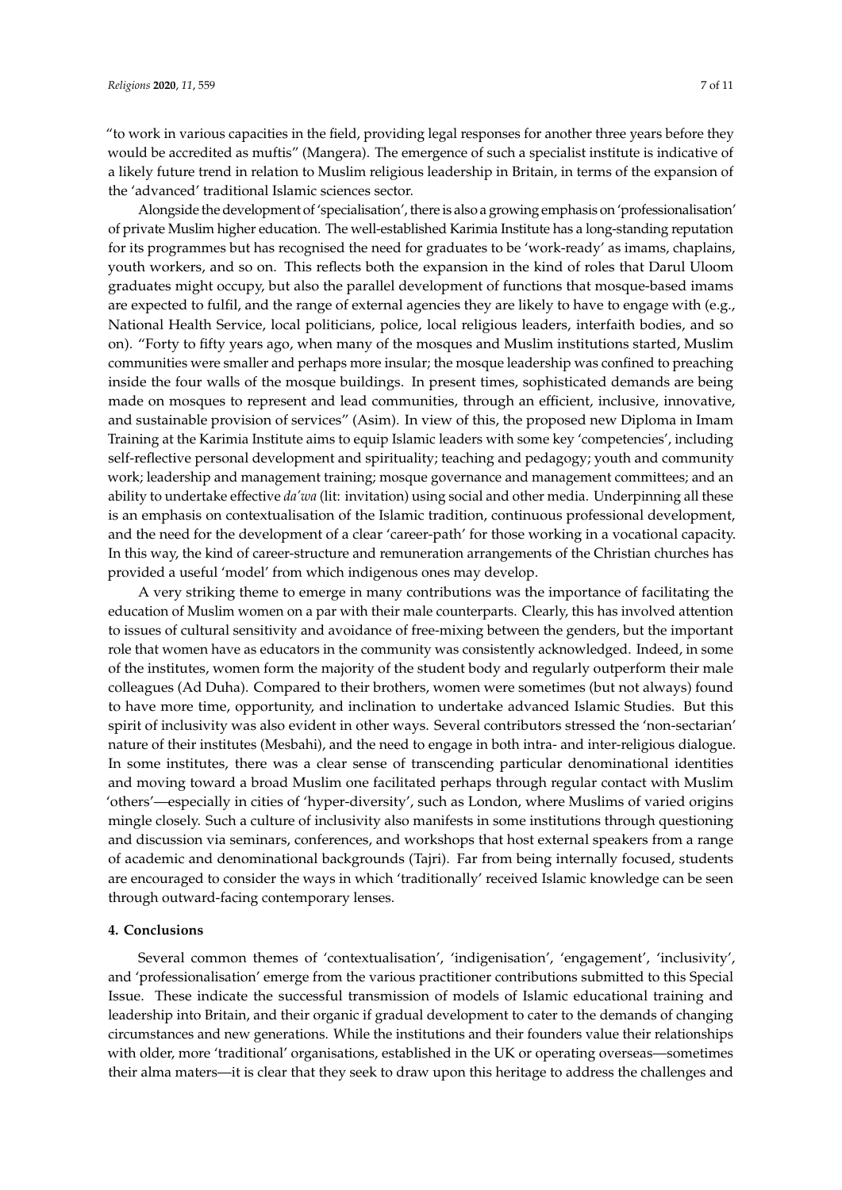"to work in various capacities in the field, providing legal responses for another three years before they would be accredited as muftis" (Mangera). The emergence of such a specialist institute is indicative of a likely future trend in relation to Muslim religious leadership in Britain, in terms of the expansion of the 'advanced' traditional Islamic sciences sector.

Alongside the development of 'specialisation', there is also a growing emphasis on 'professionalisation' of private Muslim higher education. The well-established Karimia Institute has a long-standing reputation for its programmes but has recognised the need for graduates to be 'work-ready' as imams, chaplains, youth workers, and so on. This reflects both the expansion in the kind of roles that Darul Uloom graduates might occupy, but also the parallel development of functions that mosque-based imams are expected to fulfil, and the range of external agencies they are likely to have to engage with (e.g., National Health Service, local politicians, police, local religious leaders, interfaith bodies, and so on). "Forty to fifty years ago, when many of the mosques and Muslim institutions started, Muslim communities were smaller and perhaps more insular; the mosque leadership was confined to preaching inside the four walls of the mosque buildings. In present times, sophisticated demands are being made on mosques to represent and lead communities, through an efficient, inclusive, innovative, and sustainable provision of services" (Asim). In view of this, the proposed new Diploma in Imam Training at the Karimia Institute aims to equip Islamic leaders with some key 'competencies', including self-reflective personal development and spirituality; teaching and pedagogy; youth and community work; leadership and management training; mosque governance and management committees; and an ability to undertake effective *da'wa* (lit: invitation) using social and other media. Underpinning all these is an emphasis on contextualisation of the Islamic tradition, continuous professional development, and the need for the development of a clear 'career-path' for those working in a vocational capacity. In this way, the kind of career-structure and remuneration arrangements of the Christian churches has provided a useful 'model' from which indigenous ones may develop.

A very striking theme to emerge in many contributions was the importance of facilitating the education of Muslim women on a par with their male counterparts. Clearly, this has involved attention to issues of cultural sensitivity and avoidance of free-mixing between the genders, but the important role that women have as educators in the community was consistently acknowledged. Indeed, in some of the institutes, women form the majority of the student body and regularly outperform their male colleagues (Ad Duha). Compared to their brothers, women were sometimes (but not always) found to have more time, opportunity, and inclination to undertake advanced Islamic Studies. But this spirit of inclusivity was also evident in other ways. Several contributors stressed the 'non-sectarian' nature of their institutes (Mesbahi), and the need to engage in both intra- and inter-religious dialogue. In some institutes, there was a clear sense of transcending particular denominational identities and moving toward a broad Muslim one facilitated perhaps through regular contact with Muslim 'others'—especially in cities of 'hyper-diversity', such as London, where Muslims of varied origins mingle closely. Such a culture of inclusivity also manifests in some institutions through questioning and discussion via seminars, conferences, and workshops that host external speakers from a range of academic and denominational backgrounds (Tajri). Far from being internally focused, students are encouraged to consider the ways in which 'traditionally' received Islamic knowledge can be seen through outward-facing contemporary lenses.

## 4. Conclusions

Several common themes of 'contextualisation', 'indigenisation', 'engagement', 'inclusivity', and 'professionalisation' emerge from the various practitioner contributions submitted to this Special Issue. These indicate the successful transmission of models of Islamic educational training and leadership into Britain, and their organic if gradual development to cater to the demands of changing circumstances and new generations. While the institutions and their founders value their relationships with older, more 'traditional' organisations, established in the UK or operating overseas—sometimes their alma maters—it is clear that they seek to draw upon this heritage to address the challenges and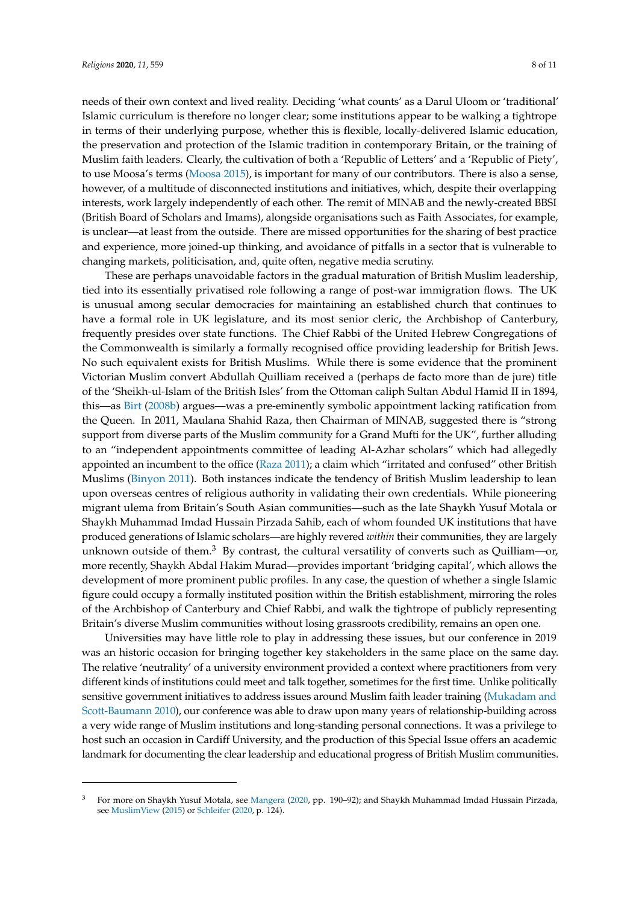needs of their own context and lived reality. Deciding 'what counts' as a Darul Uloom or 'traditional' Islamic curriculum is therefore no longer clear; some institutions appear to be walking a tightrope in terms of their underlying purpose, whether this is flexible, locally-delivered Islamic education, the preservation and protection of the Islamic tradition in contemporary Britain, or the training of Muslim faith leaders. Clearly, the cultivation of both a 'Republic of Letters' and a 'Republic of Piety', to use Moosa's terms (Moosa 2015), is important for many of our contributors. There is also a sense, however, of a multitude of disconnected institutions and initiatives, which, despite their overlapping interests, work largely independently of each other. The remit of MINAB and the newly-created BBSI (British Board of Scholars and Imams), alongside organisations such as Faith Associates, for example, is unclear—at least from the outside. There are missed opportunities for the sharing of best practice and experience, more joined-up thinking, and avoidance of pitfalls in a sector that is vulnerable to changing markets, politicisation, and, quite often, negative media scrutiny.

These are perhaps unavoidable factors in the gradual maturation of British Muslim leadership, tied into its essentially privatised role following a range of post-war immigration flows. The UK is unusual among secular democracies for maintaining an established church that continues to have a formal role in UK legislature, and its most senior cleric, the Archbishop of Canterbury, frequently presides over state functions. The Chief Rabbi of the United Hebrew Congregations of the Commonwealth is similarly a formally recognised office providing leadership for British Jews. No such equivalent exists for British Muslims. While there is some evidence that the prominent Victorian Muslim convert Abdullah Quilliam received a (perhaps de facto more than de jure) title of the 'Sheikh-ul-Islam of the British Isles' from the Ottoman caliph Sultan Abdul Hamid II in 1894, this—as Birt (2008b) argues—was a pre-eminently symbolic appointment lacking ratification from the Queen. In 2011, Maulana Shahid Raza, then Chairman of MINAB, suggested there is "strong support from diverse parts of the Muslim community for a Grand Mufti for the UK", further alluding to an "independent appointments committee of leading Al-Azhar scholars" which had allegedly appointed an incumbent to the office (Raza 2011); a claim which "irritated and confused" other British Muslims (Binyon 2011). Both instances indicate the tendency of British Muslim leadership to lean upon overseas centres of religious authority in validating their own credentials. While pioneering migrant ulema from Britain's South Asian communities—such as the late Shaykh Yusuf Motala or Shaykh Muhammad Imdad Hussain Pirzada Sahib, each of whom founded UK institutions that have produced generations of Islamic scholars—are highly revered *within* their communities, they are largely unknown outside of them.[3] By contrast, the cultural versatility of converts such as Quilliam—or, more recently, Shaykh Abdal Hakim Murad—provides important 'bridging capital', which allows the development of more prominent public profiles. In any case, the question of whether a single Islamic figure could occupy a formally instituted position within the British establishment, mirroring the roles of the Archbishop of Canterbury and Chief Rabbi, and walk the tightrope of publicly representing Britain's diverse Muslim communities without losing grassroots credibility, remains an open one.

Universities may have little role to play in addressing these issues, but our conference in 2019 was an historic occasion for bringing together key stakeholders in the same place on the same day. The relative 'neutrality' of a university environment provided a context where practitioners from very different kinds of institutions could meet and talk together, sometimes for the first time. Unlike politically sensitive government initiatives to address issues around Muslim faith leader training (Mukadam and Scott-Baumann 2010), our conference was able to draw upon many years of relationship-building across a very wide range of Muslim institutions and long-standing personal connections. It was a privilege to host such an occasion in Cardiff University, and the production of this Special Issue offers an academic landmark for documenting the clear leadership and educational progress of British Muslim communities.

[3] For more on Shaykh Yusuf Motala, see Mangera (2020, pp. 190–92); and Shaykh Muhammad Imdad Hussain Pirzada, see MuslimView (2015) or Schleifer (2020, p. 124).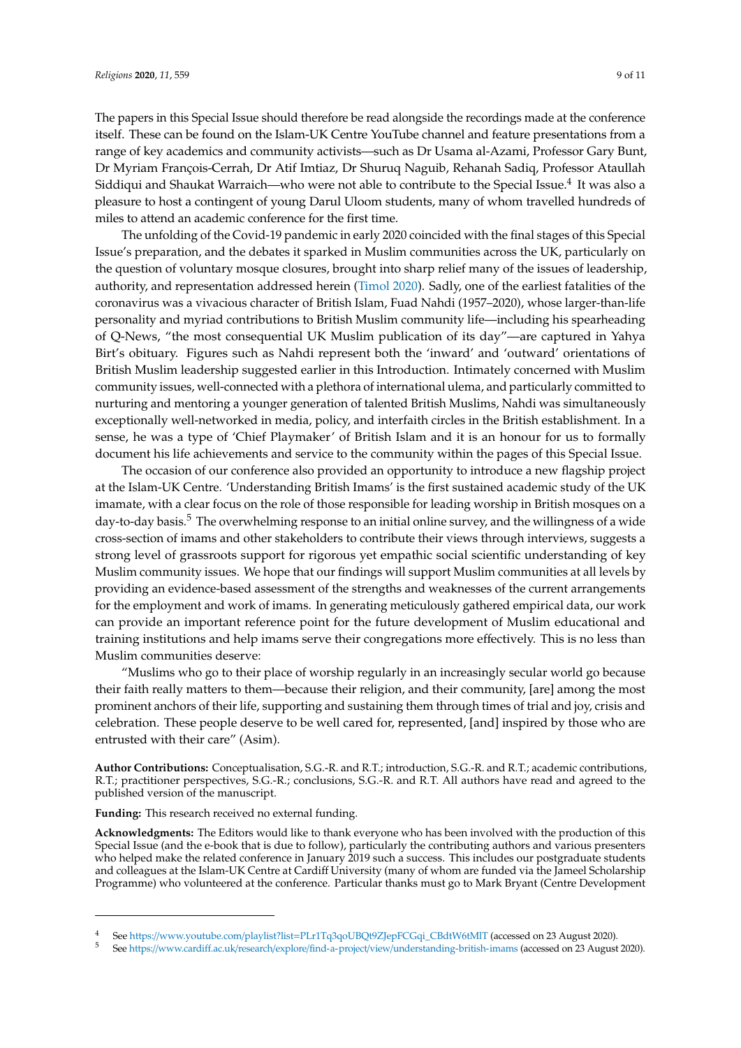The papers in this Special Issue should therefore be read alongside the recordings made at the conference itself. These can be found on the Islam-UK Centre YouTube channel and feature presentations from a range of key academics and community activists—such as Dr Usama al-Azami, Professor Gary Bunt, Dr Myriam François-Cerrah, Dr Atif Imtiaz, Dr Shuruq Naguib, Rehanah Sadiq, Professor Ataullah Siddiqui and Shaukat Warraich—who were not able to contribute to the Special Issue.[4] It was also a pleasure to host a contingent of young Darul Uloom students, many of whom travelled hundreds of miles to attend an academic conference for the first time.

The unfolding of the Covid-19 pandemic in early 2020 coincided with the final stages of this Special Issue's preparation, and the debates it sparked in Muslim communities across the UK, particularly on the question of voluntary mosque closures, brought into sharp relief many of the issues of leadership, authority, and representation addressed herein (Timol 2020). Sadly, one of the earliest fatalities of the coronavirus was a vivacious character of British Islam, Fuad Nahdi (1957–2020), whose larger-than-life personality and myriad contributions to British Muslim community life—including his spearheading of Q-News, "the most consequential UK Muslim publication of its day"—are captured in Yahya Birt's obituary. Figures such as Nahdi represent both the 'inward' and 'outward' orientations of British Muslim leadership suggested earlier in this Introduction. Intimately concerned with Muslim community issues, well-connected with a plethora of international ulema, and particularly committed to nurturing and mentoring a younger generation of talented British Muslims, Nahdi was simultaneously exceptionally well-networked in media, policy, and interfaith circles in the British establishment. In a sense, he was a type of 'Chief Playmaker' of British Islam and it is an honour for us to formally document his life achievements and service to the community within the pages of this Special Issue.

The occasion of our conference also provided an opportunity to introduce a new flagship project at the Islam-UK Centre. 'Understanding British Imams' is the first sustained academic study of the UK imamate, with a clear focus on the role of those responsible for leading worship in British mosques on a day-to-day basis.[5] The overwhelming response to an initial online survey, and the willingness of a wide cross-section of imams and other stakeholders to contribute their views through interviews, suggests a strong level of grassroots support for rigorous yet empathic social scientific understanding of key Muslim community issues. We hope that our findings will support Muslim communities at all levels by providing an evidence-based assessment of the strengths and weaknesses of the current arrangements for the employment and work of imams. In generating meticulously gathered empirical data, our work can provide an important reference point for the future development of Muslim educational and training institutions and help imams serve their congregations more effectively. This is no less than Muslim communities deserve:

"Muslims who go to their place of worship regularly in an increasingly secular world go because their faith really matters to them—because their religion, and their community, [are] among the most prominent anchors of their life, supporting and sustaining them through times of trial and joy, crisis and celebration. These people deserve to be well cared for, represented, [and] inspired by those who are entrusted with their care" (Asim).

**Author Contributions:** Conceptualisation, S.G.-R. and R.T.; introduction, S.G.-R. and R.T.; academic contributions, R.T.; practitioner perspectives, S.G.-R.; conclusions, S.G.-R. and R.T. All authors have read and agreed to the published version of the manuscript.

**Funding:** This research received no external funding.

**Acknowledgments:** The Editors would like to thank everyone who has been involved with the production of this Special Issue (and the e-book that is due to follow), particularly the contributing authors and various presenters who helped make the related conference in January 2019 such a success. This includes our postgraduate students and colleagues at the Islam-UK Centre at Cardiff University (many of whom are funded via the Jameel Scholarship Programme) who volunteered at the conference. Particular thanks must go to Mark Bryant (Centre Development

---

4 See https://www.youtube.com/playlist?list=PLr1Tq3qoUBQt9ZJepFCGqi_CBdtW6tMlT (accessed on 23 August 2020).

5 See https://www.cardiff.ac.uk/research/explore/find-a-project/view/understanding-british-imams (accessed on 23 August 2020).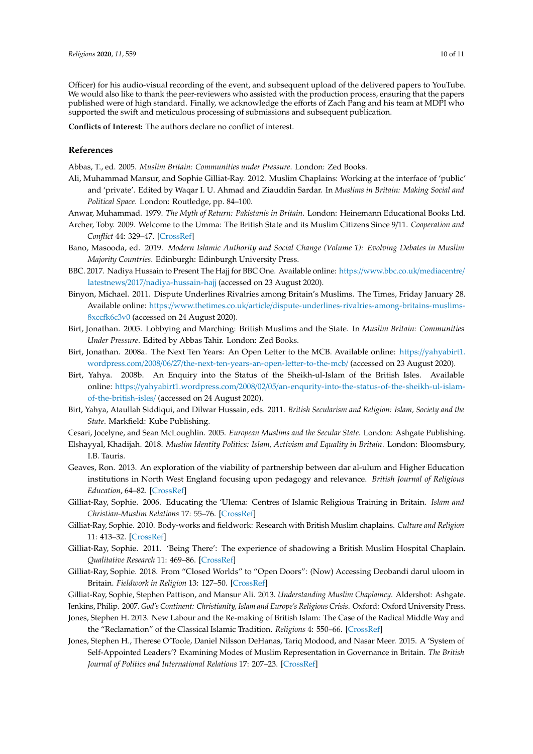Officer) for his audio-visual recording of the event, and subsequent upload of the delivered papers to YouTube. We would also like to thank the peer-reviewers who assisted with the production process, ensuring that the papers published were of high standard. Finally, we acknowledge the efforts of Zach Pang and his team at MDPI who supported the swift and meticulous processing of submissions and subsequent publication.

**Conflicts of Interest:** The authors declare no conflict of interest.

## References

Abbas, T., ed. 2005. *Muslim Britain: Communities under Pressure*. London: Zed Books.

Ali, Muhammad Mansur, and Sophie Gilliat-Ray. 2012. Muslim Chaplains: Working at the interface of 'public' and 'private'. Edited by Waqar I. U. Ahmad and Ziauddin Sardar. In *Muslims in Britain: Making Social and Political Space*. London: Routledge, pp. 84–100.

Anwar, Muhammad. 1979. *The Myth of Return: Pakistanis in Britain*. London: Heinemann Educational Books Ltd.

Archer, Toby. 2009. Welcome to the Umma: The British State and its Muslim Citizens Since 9/11. *Cooperation and Conflict* 44: 329–47. [CrossRef]

Bano, Masooda, ed. 2019. *Modern Islamic Authority and Social Change (Volume 1): Evolving Debates in Muslim Majority Countries*. Edinburgh: Edinburgh University Press.

BBC. 2017. Nadiya Hussain to Present The Hajj for BBC One. Available online: https://www.bbc.co.uk/mediacentre/latestnews/2017/nadiya-hussain-hajj (accessed on 23 August 2020).

Binyon, Michael. 2011. Dispute Underlines Rivalries among Britain's Muslims. The Times, Friday January 28. Available online: https://www.thetimes.co.uk/article/dispute-underlines-rivalries-among-britains-muslims-8xccfk6c3v0 (accessed on 24 August 2020).

Birt, Jonathan. 2005. Lobbying and Marching: British Muslims and the State. In *Muslim Britain: Communities Under Pressure*. Edited by Abbas Tahir. London: Zed Books.

Birt, Jonathan. 2008a. The Next Ten Years: An Open Letter to the MCB. Available online: https://yahyabirt1.wordpress.com/2008/06/27/the-next-ten-years-an-open-letter-to-the-mcb/ (accessed on 23 August 2020).

Birt, Yahya. 2008b. An Enquiry into the Status of the Sheikh-ul-Islam of the British Isles. Available online: https://yahyabirt1.wordpress.com/2008/02/05/an-enquirty-into-the-status-of-the-sheikh-ul-islam-of-the-british-isles/ (accessed on 24 August 2020).

Birt, Yahya, Ataullah Siddiqui, and Dilwar Hussain, eds. 2011. *British Secularism and Religion: Islam, Society and the State*. Markfield: Kube Publishing.

Cesari, Jocelyne, and Sean McLoughlin. 2005. *European Muslims and the Secular State*. London: Ashgate Publishing.

Elshayyal, Khadijah. 2018. *Muslim Identity Politics: Islam, Activism and Equality in Britain*. London: Bloomsbury, I.B. Tauris.

Geaves, Ron. 2013. An exploration of the viability of partnership between dar al-ulum and Higher Education institutions in North West England focusing upon pedagogy and relevance. *British Journal of Religious Education*, 64–82. [CrossRef]

Gilliat-Ray, Sophie. 2006. Educating the 'Ulema: Centres of Islamic Religious Training in Britain. *Islam and Christian-Muslim Relations* 17: 55–76. [CrossRef]

Gilliat-Ray, Sophie. 2010. Body-works and fieldwork: Research with British Muslim chaplains. *Culture and Religion* 11: 413–32. [CrossRef]

Gilliat-Ray, Sophie. 2011. 'Being There': The experience of shadowing a British Muslim Hospital Chaplain. *Qualitative Research* 11: 469–86. [CrossRef]

Gilliat-Ray, Sophie. 2018. From "Closed Worlds" to "Open Doors": (Now) Accessing Deobandi darul uloom in Britain. *Fieldwork in Religion* 13: 127–50. [CrossRef]

Gilliat-Ray, Sophie, Stephen Pattison, and Mansur Ali. 2013. *Understanding Muslim Chaplaincy*. Aldershot: Ashgate.

Jenkins, Philip. 2007. *God's Continent: Christianity, Islam and Europe's Religious Crisis*. Oxford: Oxford University Press.

Jones, Stephen H. 2013. New Labour and the Re-making of British Islam: The Case of the Radical Middle Way and the "Reclamation" of the Classical Islamic Tradition. *Religions* 4: 550–66. [CrossRef]

Jones, Stephen H., Therese O'Toole, Daniel Nilsson DeHanas, Tariq Modood, and Nasar Meer. 2015. A 'System of Self-Appointed Leaders'? Examining Modes of Muslim Representation in Governance in Britain. *The British Journal of Politics and International Relations* 17: 207–23. [CrossRef]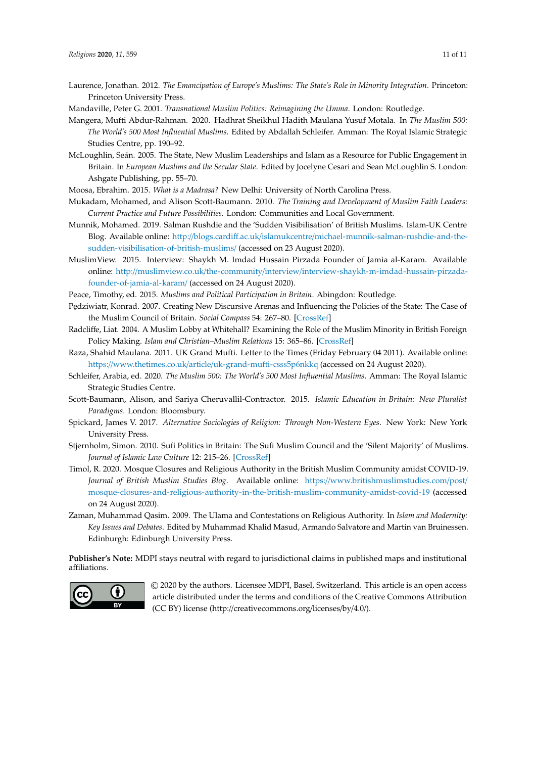Laurence, Jonathan. 2012. *The Emancipation of Europe's Muslims: The State's Role in Minority Integration*. Princeton: Princeton University Press.

Mandaville, Peter G. 2001. *Transnational Muslim Politics: Reimagining the Umma*. London: Routledge.

Mangera, Mufti Abdur-Rahman. 2020. Hadhrat Sheikhul Hadith Maulana Yusuf Motala. In *The Muslim 500: The World's 500 Most Influential Muslims*. Edited by Abdallah Schleifer. Amman: The Royal Islamic Strategic Studies Centre, pp. 190–92.

McLoughlin, Seán. 2005. The State, New Muslim Leaderships and Islam as a Resource for Public Engagement in Britain. In *European Muslims and the Secular State*. Edited by Jocelyne Cesari and Sean McLoughlin S. London: Ashgate Publishing, pp. 55–70.

Moosa, Ebrahim. 2015. *What is a Madrasa?* New Delhi: University of North Carolina Press.

Mukadam, Mohamed, and Alison Scott-Baumann. 2010. *The Training and Development of Muslim Faith Leaders: Current Practice and Future Possibilities*. London: Communities and Local Government.

Munnik, Mohamed. 2019. Salman Rushdie and the 'Sudden Visibilisation' of British Muslims. Islam-UK Centre Blog. Available online: http://blogs.cardiff.ac.uk/islamukcentre/michael-munnik-salman-rushdie-and-the-sudden-visibilisation-of-british-muslims/ (accessed on 23 August 2020).

MuslimView. 2015. Interview: Shaykh M. Imdad Hussain Pirzada Founder of Jamia al-Karam. Available online: http://muslimview.co.uk/the-community/interview/interview-shaykh-m-imdad-hussain-pirzada-founder-of-jamia-al-karam/ (accessed on 24 August 2020).

Peace, Timothy, ed. 2015. *Muslims and Political Participation in Britain*. Abingdon: Routledge.

Pędziwiatr, Konrad. 2007. Creating New Discursive Arenas and Influencing the Policies of the State: The Case of the Muslim Council of Britain. *Social Compass* 54: 267–80. [CrossRef]

Radcliffe, Liat. 2004. A Muslim Lobby at Whitehall? Examining the Role of the Muslim Minority in British Foreign Policy Making. *Islam and Christian–Muslim Relations* 15: 365–86. [CrossRef]

Raza, Shahid Maulana. 2011. UK Grand Mufti. Letter to the Times (Friday February 04 2011). Available online: https://www.thetimes.co.uk/article/uk-grand-mufti-csss5p6nkkq (accessed on 24 August 2020).

Schleifer, Arabia, ed. 2020. *The Muslim 500: The World's 500 Most Influential Muslims*. Amman: The Royal Islamic Strategic Studies Centre.

Scott-Baumann, Alison, and Sariya Cheruvallil-Contractor. 2015. *Islamic Education in Britain: New Pluralist Paradigms*. London: Bloomsbury.

Spickard, James V. 2017. *Alternative Sociologies of Religion: Through Non-Western Eyes*. New York: New York University Press.

Stjernholm, Simon. 2010. Sufi Politics in Britain: The Sufi Muslim Council and the 'Silent Majority' of Muslims. *Journal of Islamic Law Culture* 12: 215–26. [CrossRef]

Timol, R. 2020. Mosque Closures and Religious Authority in the British Muslim Community amidst COVID-19. *Journal of British Muslim Studies Blog*. Available online: https://www.britishmuslimstudies.com/post/mosque-closures-and-religious-authority-in-the-british-muslim-community-amidst-covid-19 (accessed on 24 August 2020).

Zaman, Muhammad Qasim. 2009. The Ulama and Contestations on Religious Authority. In *Islam and Modernity: Key Issues and Debates*. Edited by Muhammad Khalid Masud, Armando Salvatore and Martin van Bruinessen. Edinburgh: Edinburgh University Press.

**Publisher's Note:** MDPI stays neutral with regard to jurisdictional claims in published maps and institutional affiliations.

© 2020 by the authors. Licensee MDPI, Basel, Switzerland. This article is an open access article distributed under the terms and conditions of the Creative Commons Attribution (CC BY) license (http://creativecommons.org/licenses/by/4.0/).